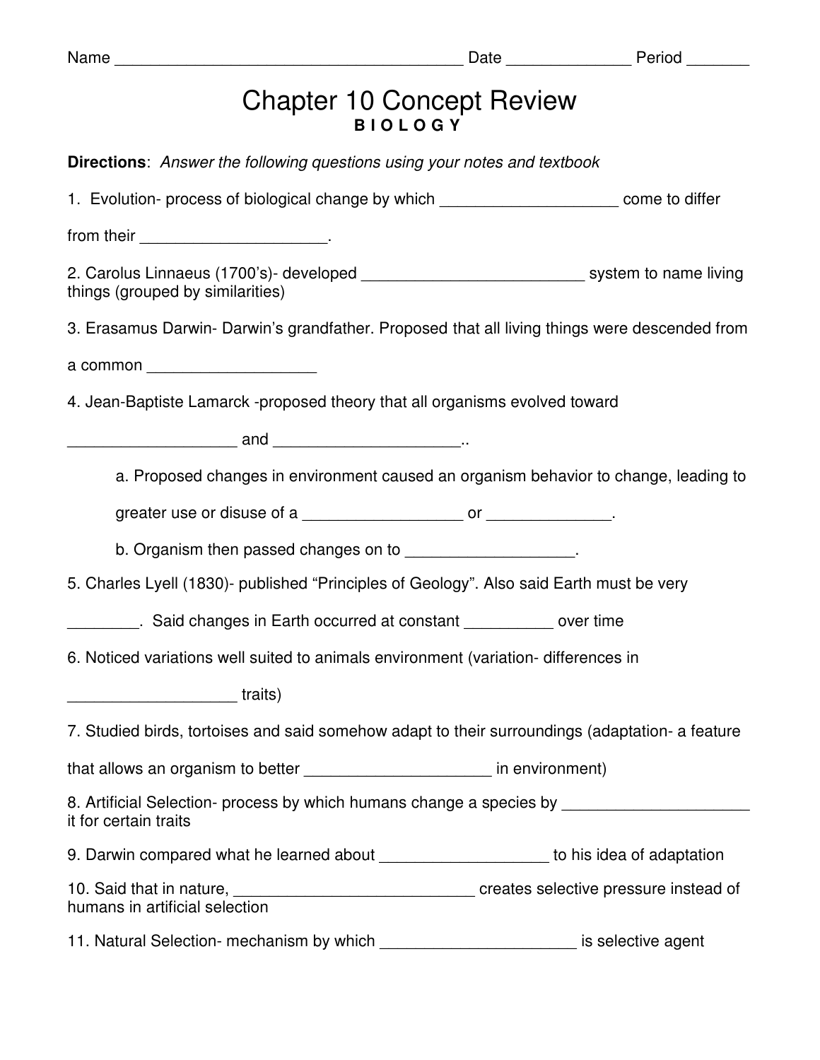Name _______________________________________ Date ______________ Period _______

# Chapter 10 Concept Review

**B I O L O G Y**

**Directions**: *Answer the following questions using your notes and textbook*

1. Evolution- process of biological change by which ____________________ come to differ from their _____________________.

2. Carolus Linnaeus (1700's)- developed _________________________ system to name living things (grouped by similarities)

3. Erasamus Darwin- Darwin's grandfather. Proposed that all living things were descended from a common ___________________

4. Jean-Baptiste Lamarck -proposed theory that all organisms evolved toward ___________________ and _____________________..

   a. Proposed changes in environment caused an organism behavior to change, leading to greater use or disuse of a __________________ or ______________.

   b. Organism then passed changes on to ___________________.

5. Charles Lyell (1830)- published "Principles of Geology". Also said Earth must be very ________. Said changes in Earth occurred at constant __________ over time

6. Noticed variations well suited to animals environment (variation- differences in ___________________ traits)

7. Studied birds, tortoises and said somehow adapt to their surroundings (adaptation- a feature that allows an organism to better _____________________ in environment)

8. Artificial Selection- process by which humans change a species by _____________________ it for certain traits

9. Darwin compared what he learned about ___________________ to his idea of adaptation

10. Said that in nature, ____________________________ creates selective pressure instead of humans in artificial selection

11. Natural Selection- mechanism by which ______________________ is selective agent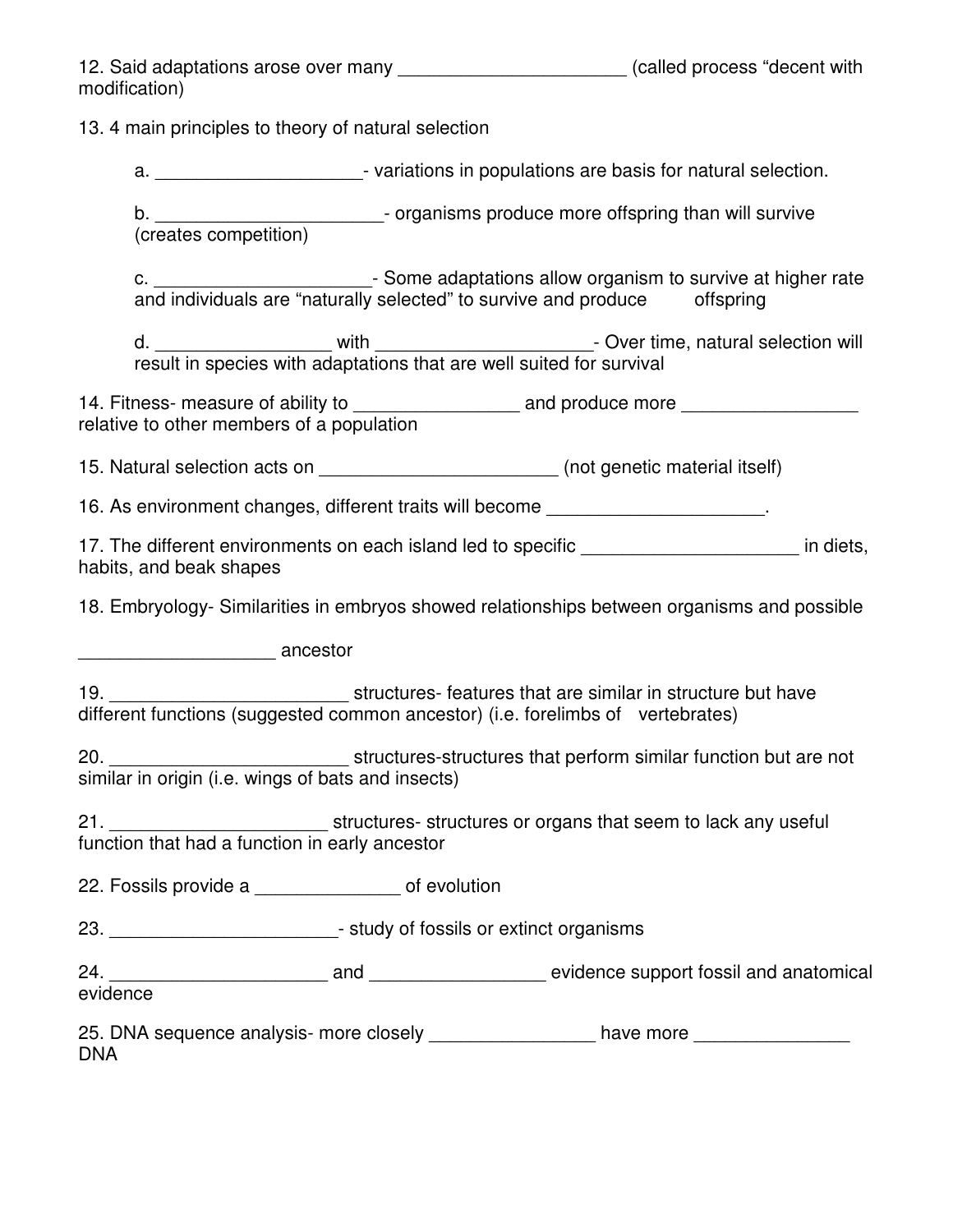12. Said adaptations arose over many ______________________ (called process "decent with modification)

13. 4 main principles to theory of natural selection

a. ____________________- variations in populations are basis for natural selection.

b. ______________________- organisms produce more offspring than will survive (creates competition)

c. _____________________- Some adaptations allow organism to survive at higher rate and individuals are "naturally selected" to survive and produce offspring

d. _________________ with _____________________- Over time, natural selection will result in species with adaptations that are well suited for survival

14. Fitness- measure of ability to ________________ and produce more _________________ relative to other members of a population

15. Natural selection acts on _______________________ (not genetic material itself)

16. As environment changes, different traits will become _____________________.

17. The different environments on each island led to specific _____________________ in diets, habits, and beak shapes

18. Embryology- Similarities in embryos showed relationships between organisms and possible ___________________ ancestor

19. _______________________ structures- features that are similar in structure but have different functions (suggested common ancestor) (i.e. forelimbs of vertebrates)

20. _______________________ structures-structures that perform similar function but are not similar in origin (i.e. wings of bats and insects)

21. _____________________ structures- structures or organs that seem to lack any useful function that had a function in early ancestor

22. Fossils provide a ______________ of evolution

23. ______________________- study of fossils or extinct organisms

24. _____________________ and _________________ evidence support fossil and anatomical evidence

25. DNA sequence analysis- more closely ________________ have more _______________ DNA